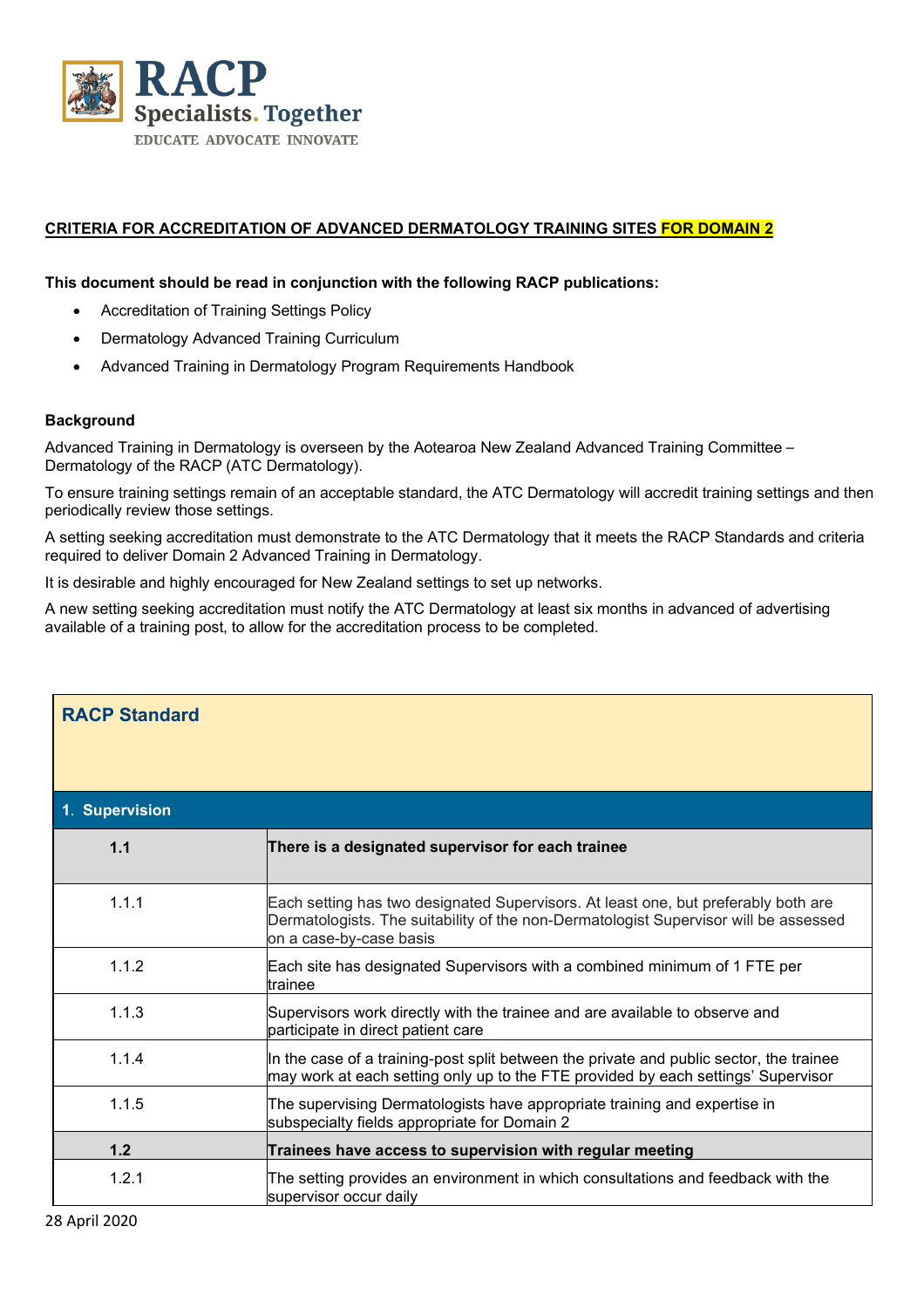RACP
Specialists. Together
EDUCATE ADVOCATE INNOVATE

**CRITERIA FOR ACCREDITATION OF ADVANCED DERMATOLOGY TRAINING SITES FOR DOMAIN 2**

**This document should be read in conjunction with the following RACP publications:**

- Accreditation of Training Settings Policy
- Dermatology Advanced Training Curriculum
- Advanced Training in Dermatology Program Requirements Handbook

**Background**

Advanced Training in Dermatology is overseen by the Aotearoa New Zealand Advanced Training Committee – Dermatology of the RACP (ATC Dermatology).

To ensure training settings remain of an acceptable standard, the ATC Dermatology will accredit training settings and then periodically review those settings.

A setting seeking accreditation must demonstrate to the ATC Dermatology that it meets the RACP Standards and criteria required to deliver Domain 2 Advanced Training in Dermatology.

It is desirable and highly encouraged for New Zealand settings to set up networks.

A new setting seeking accreditation must notify the ATC Dermatology at least six months in advanced of advertising available of a training post, to allow for the accreditation process to be completed.

| RACP Standard | |
|---|---|
| **1. Supervision** | |
| **1.1** | **There is a designated supervisor for each trainee** |
| 1.1.1 | Each setting has two designated Supervisors. At least one, but preferably both are Dermatologists. The suitability of the non-Dermatologist Supervisor will be assessed on a case-by-case basis |
| 1.1.2 | Each site has designated Supervisors with a combined minimum of 1 FTE per trainee |
| 1.1.3 | Supervisors work directly with the trainee and are available to observe and participate in direct patient care |
| 1.1.4 | In the case of a training-post split between the private and public sector, the trainee may work at each setting only up to the FTE provided by each settings' Supervisor |
| 1.1.5 | The supervising Dermatologists have appropriate training and expertise in subspecialty fields appropriate for Domain 2 |
| **1.2** | **Trainees have access to supervision with regular meeting** |
| 1.2.1 | The setting provides an environment in which consultations and feedback with the supervisor occur daily |

28 April 2020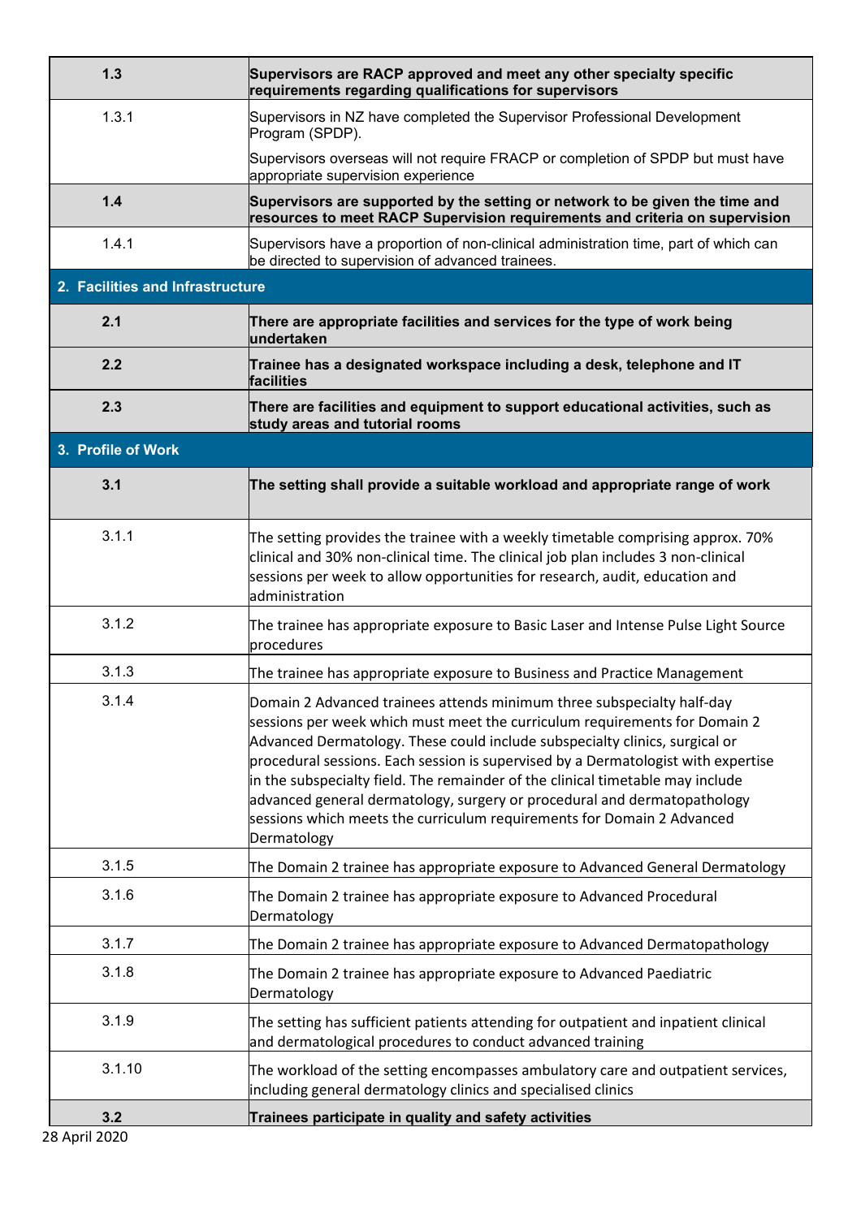| | |
|---|---|
| **1.3** | **Supervisors are RACP approved and meet any other specialty specific requirements regarding qualifications for supervisors** |
| 1.3.1 | Supervisors in NZ have completed the Supervisor Professional Development Program (SPDP).<br><br>Supervisors overseas will not require FRACP or completion of SPDP but must have appropriate supervision experience |
| **1.4** | **Supervisors are supported by the setting or network to be given the time and resources to meet RACP Supervision requirements and criteria on supervision** |
| 1.4.1 | Supervisors have a proportion of non-clinical administration time, part of which can be directed to supervision of advanced trainees. |
| **2. Facilities and Infrastructure** | |
| **2.1** | **There are appropriate facilities and services for the type of work being undertaken** |
| **2.2** | **Trainee has a designated workspace including a desk, telephone and IT facilities** |
| **2.3** | **There are facilities and equipment to support educational activities, such as study areas and tutorial rooms** |
| **3. Profile of Work** | |
| **3.1** | **The setting shall provide a suitable workload and appropriate range of work** |
| 3.1.1 | The setting provides the trainee with a weekly timetable comprising approx. 70% clinical and 30% non-clinical time. The clinical job plan includes 3 non-clinical sessions per week to allow opportunities for research, audit, education and administration |
| 3.1.2 | The trainee has appropriate exposure to Basic Laser and Intense Pulse Light Source procedures |
| 3.1.3 | The trainee has appropriate exposure to Business and Practice Management |
| 3.1.4 | Domain 2 Advanced trainees attends minimum three subspecialty half-day sessions per week which must meet the curriculum requirements for Domain 2 Advanced Dermatology. These could include subspecialty clinics, surgical or procedural sessions. Each session is supervised by a Dermatologist with expertise in the subspecialty field. The remainder of the clinical timetable may include advanced general dermatology, surgery or procedural and dermatopathology sessions which meets the curriculum requirements for Domain 2 Advanced Dermatology |
| 3.1.5 | The Domain 2 trainee has appropriate exposure to Advanced General Dermatology |
| 3.1.6 | The Domain 2 trainee has appropriate exposure to Advanced Procedural Dermatology |
| 3.1.7 | The Domain 2 trainee has appropriate exposure to Advanced Dermatopathology |
| 3.1.8 | The Domain 2 trainee has appropriate exposure to Advanced Paediatric Dermatology |
| 3.1.9 | The setting has sufficient patients attending for outpatient and inpatient clinical and dermatological procedures to conduct advanced training |
| 3.1.10 | The workload of the setting encompasses ambulatory care and outpatient services, including general dermatology clinics and specialised clinics |
| **3.2** | **Trainees participate in quality and safety activities** |

28 April 2020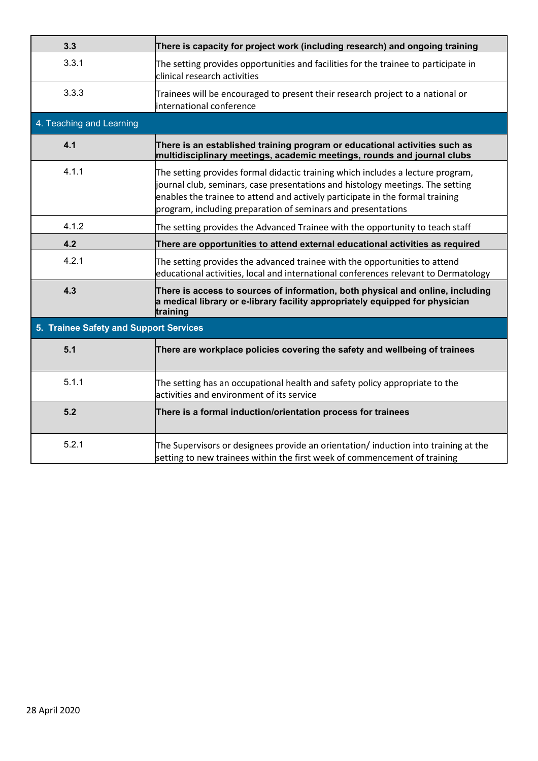| | |
|---|---|
| **3.3** | **There is capacity for project work (including research) and ongoing training** |
| 3.3.1 | The setting provides opportunities and facilities for the trainee to participate in clinical research activities |
| 3.3.3 | Trainees will be encouraged to present their research project to a national or international conference |
| 4. Teaching and Learning | |
| **4.1** | **There is an established training program or educational activities such as multidisciplinary meetings, academic meetings, rounds and journal clubs** |
| 4.1.1 | The setting provides formal didactic training which includes a lecture program, journal club, seminars, case presentations and histology meetings. The setting enables the trainee to attend and actively participate in the formal training program, including preparation of seminars and presentations |
| 4.1.2 | The setting provides the Advanced Trainee with the opportunity to teach staff |
| **4.2** | **There are opportunities to attend external educational activities as required** |
| 4.2.1 | The setting provides the advanced trainee with the opportunities to attend educational activities, local and international conferences relevant to Dermatology |
| **4.3** | **There is access to sources of information, both physical and online, including a medical library or e-library facility appropriately equipped for physician training** |
| **5. Trainee Safety and Support Services** | |
| **5.1** | **There are workplace policies covering the safety and wellbeing of trainees** |
| 5.1.1 | The setting has an occupational health and safety policy appropriate to the activities and environment of its service |
| **5.2** | **There is a formal induction/orientation process for trainees** |
| 5.2.1 | The Supervisors or designees provide an orientation/ induction into training at the setting to new trainees within the first week of commencement of training |

28 April 2020